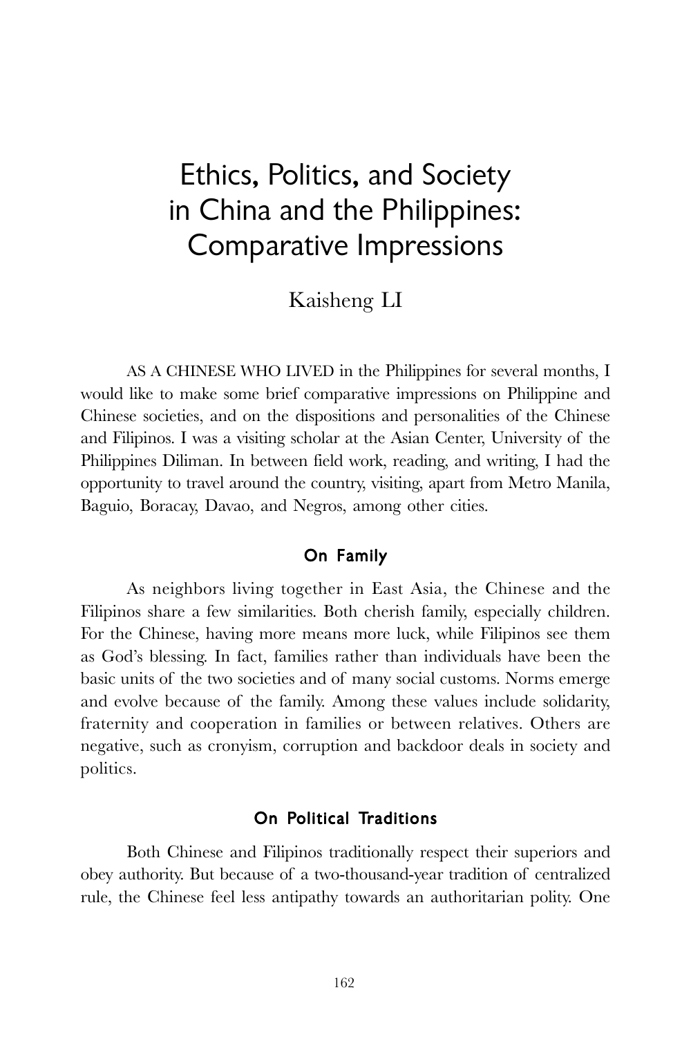# Ethics, Politics, and Society in China and the Philippines: Comparative Impressions

Kaisheng LI

AS A CHINESE WHO LIVED in the Philippines for several months, I would like to make some brief comparative impressions on Philippine and Chinese societies, and on the dispositions and personalities of the Chinese and Filipinos. I was a visiting scholar at the Asian Center, University of the Philippines Diliman. In between field work, reading, and writing, I had the opportunity to travel around the country, visiting, apart from Metro Manila, Baguio, Boracay, Davao, and Negros, among other cities.

## On Family

As neighbors living together in East Asia, the Chinese and the Filipinos share a few similarities. Both cherish family, especially children. For the Chinese, having more means more luck, while Filipinos see them as God's blessing. In fact, families rather than individuals have been the basic units of the two societies and of many social customs. Norms emerge and evolve because of the family. Among these values include solidarity, fraternity and cooperation in families or between relatives. Others are negative, such as cronyism, corruption and backdoor deals in society and politics.

## On Political Traditions

Both Chinese and Filipinos traditionally respect their superiors and obey authority. But because of a two-thousand-year tradition of centralized rule, the Chinese feel less antipathy towards an authoritarian polity. One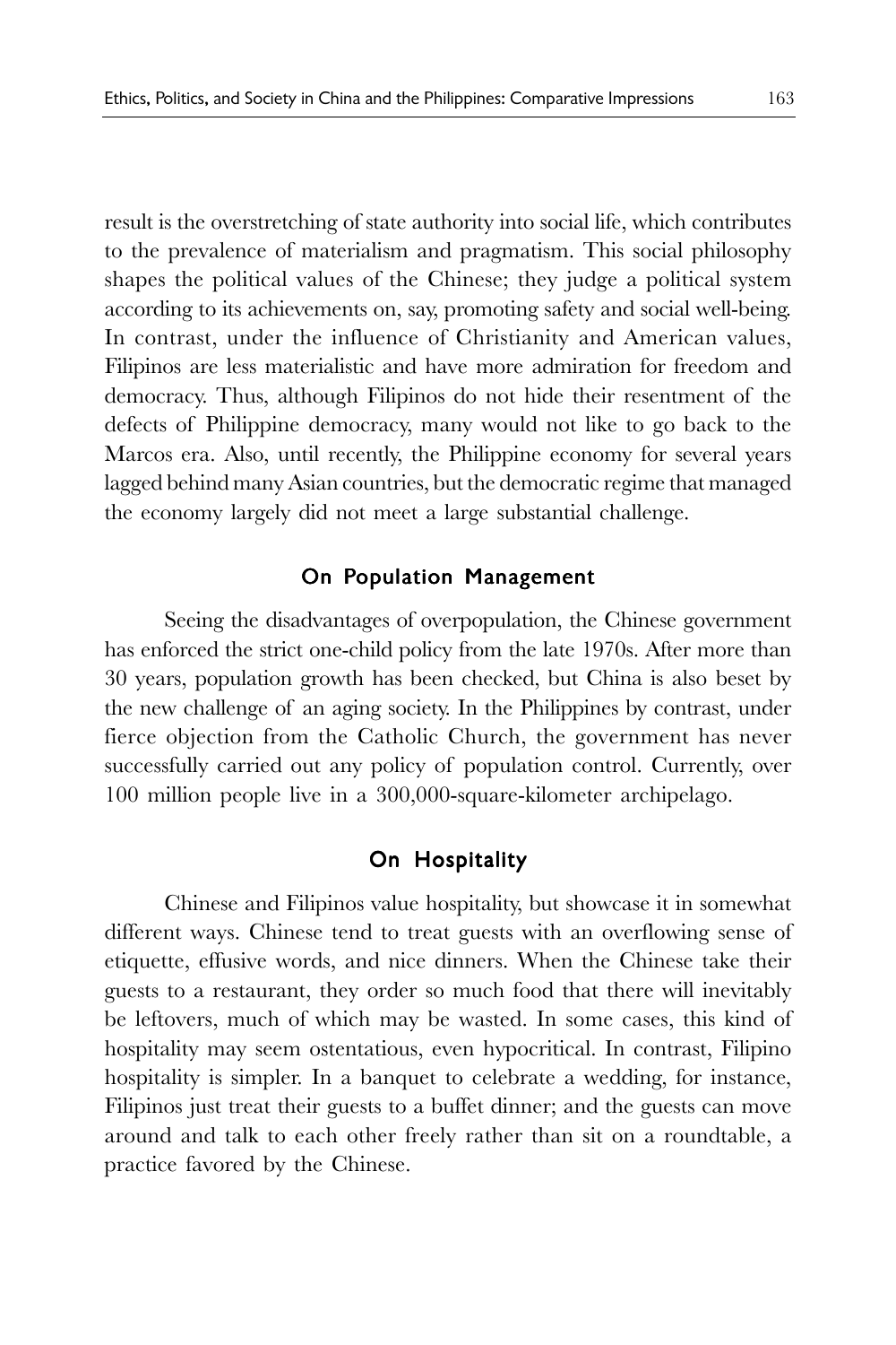result is the overstretching of state authority into social life, which contributes to the prevalence of materialism and pragmatism. This social philosophy shapes the political values of the Chinese; they judge a political system according to its achievements on, say, promoting safety and social well-being. In contrast, under the influence of Christianity and American values, Filipinos are less materialistic and have more admiration for freedom and democracy. Thus, although Filipinos do not hide their resentment of the defects of Philippine democracy, many would not like to go back to the Marcos era. Also, until recently, the Philippine economy for several years lagged behind many Asian countries, but the democratic regime that managed the economy largely did not meet a large substantial challenge.

## On Population Management

Seeing the disadvantages of overpopulation, the Chinese government has enforced the strict one-child policy from the late 1970s. After more than 30 years, population growth has been checked, but China is also beset by the new challenge of an aging society. In the Philippines by contrast, under fierce objection from the Catholic Church, the government has never successfully carried out any policy of population control. Currently, over 100 million people live in a 300,000-square-kilometer archipelago.

## On Hospitality

Chinese and Filipinos value hospitality, but showcase it in somewhat different ways. Chinese tend to treat guests with an overflowing sense of etiquette, effusive words, and nice dinners. When the Chinese take their guests to a restaurant, they order so much food that there will inevitably be leftovers, much of which may be wasted. In some cases, this kind of hospitality may seem ostentatious, even hypocritical. In contrast, Filipino hospitality is simpler. In a banquet to celebrate a wedding, for instance, Filipinos just treat their guests to a buffet dinner; and the guests can move around and talk to each other freely rather than sit on a roundtable, a practice favored by the Chinese.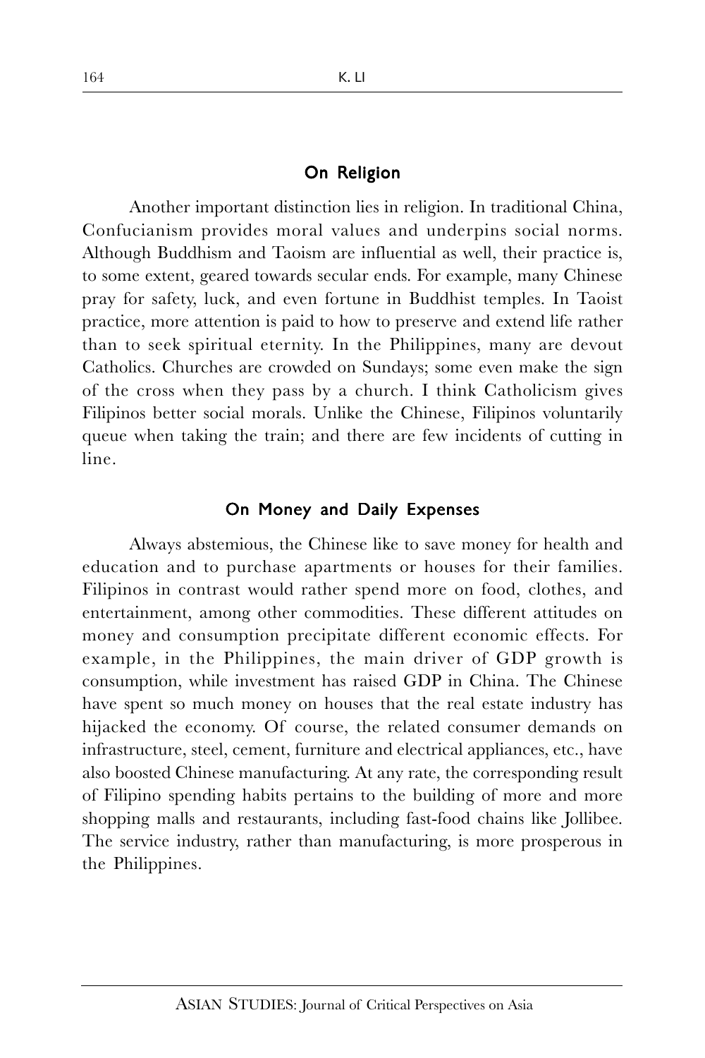## On Religion

Another important distinction lies in religion. In traditional China, Confucianism provides moral values and underpins social norms. Although Buddhism and Taoism are influential as well, their practice is, to some extent, geared towards secular ends. For example, many Chinese pray for safety, luck, and even fortune in Buddhist temples. In Taoist practice, more attention is paid to how to preserve and extend life rather than to seek spiritual eternity. In the Philippines, many are devout Catholics. Churches are crowded on Sundays; some even make the sign of the cross when they pass by a church. I think Catholicism gives Filipinos better social morals. Unlike the Chinese, Filipinos voluntarily queue when taking the train; and there are few incidents of cutting in line.

## On Money and Daily Expenses

Always abstemious, the Chinese like to save money for health and education and to purchase apartments or houses for their families. Filipinos in contrast would rather spend more on food, clothes, and entertainment, among other commodities. These different attitudes on money and consumption precipitate different economic effects. For example, in the Philippines, the main driver of GDP growth is consumption, while investment has raised GDP in China. The Chinese have spent so much money on houses that the real estate industry has hijacked the economy. Of course, the related consumer demands on infrastructure, steel, cement, furniture and electrical appliances, etc., have also boosted Chinese manufacturing. At any rate, the corresponding result of Filipino spending habits pertains to the building of more and more shopping malls and restaurants, including fast-food chains like Jollibee. The service industry, rather than manufacturing, is more prosperous in the Philippines.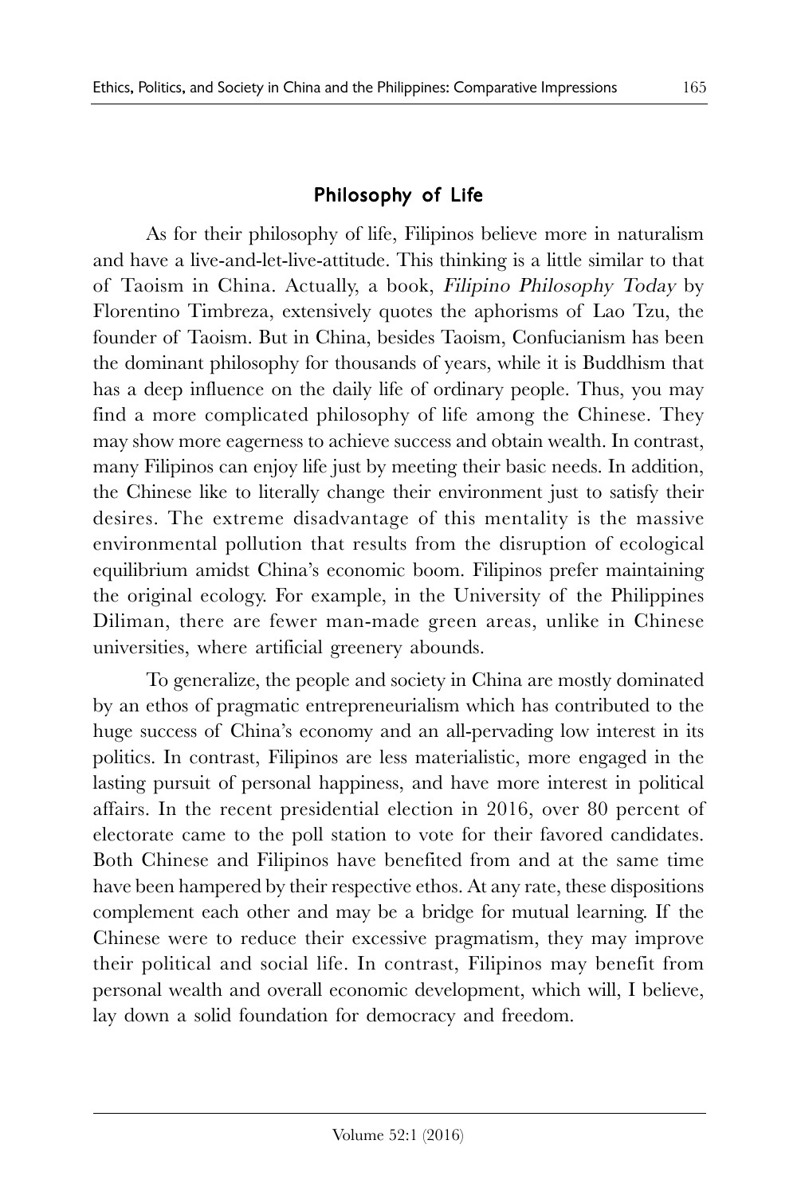## Philosophy of Life

As for their philosophy of life, Filipinos believe more in naturalism and have a live-and-let-live-attitude. This thinking is a little similar to that of Taoism in China. Actually, a book, *Filipino Philosophy Today* by Florentino Timbreza, extensively quotes the aphorisms of Lao Tzu, the founder of Taoism. But in China, besides Taoism, Confucianism has been the dominant philosophy for thousands of years, while it is Buddhism that has a deep influence on the daily life of ordinary people. Thus, you may find a more complicated philosophy of life among the Chinese. They may show more eagerness to achieve success and obtain wealth. In contrast, many Filipinos can enjoy life just by meeting their basic needs. In addition, the Chinese like to literally change their environment just to satisfy their desires. The extreme disadvantage of this mentality is the massive environmental pollution that results from the disruption of ecological equilibrium amidst China's economic boom. Filipinos prefer maintaining the original ecology. For example, in the University of the Philippines Diliman, there are fewer man-made green areas, unlike in Chinese universities, where artificial greenery abounds.

To generalize, the people and society in China are mostly dominated by an ethos of pragmatic entrepreneurialism which has contributed to the huge success of China's economy and an all-pervading low interest in its politics. In contrast, Filipinos are less materialistic, more engaged in the lasting pursuit of personal happiness, and have more interest in political affairs. In the recent presidential election in 2016, over 80 percent of electorate came to the poll station to vote for their favored candidates. Both Chinese and Filipinos have benefited from and at the same time have been hampered by their respective ethos. At any rate, these dispositions complement each other and may be a bridge for mutual learning. If the Chinese were to reduce their excessive pragmatism, they may improve their political and social life. In contrast, Filipinos may benefit from personal wealth and overall economic development, which will, I believe, lay down a solid foundation for democracy and freedom.